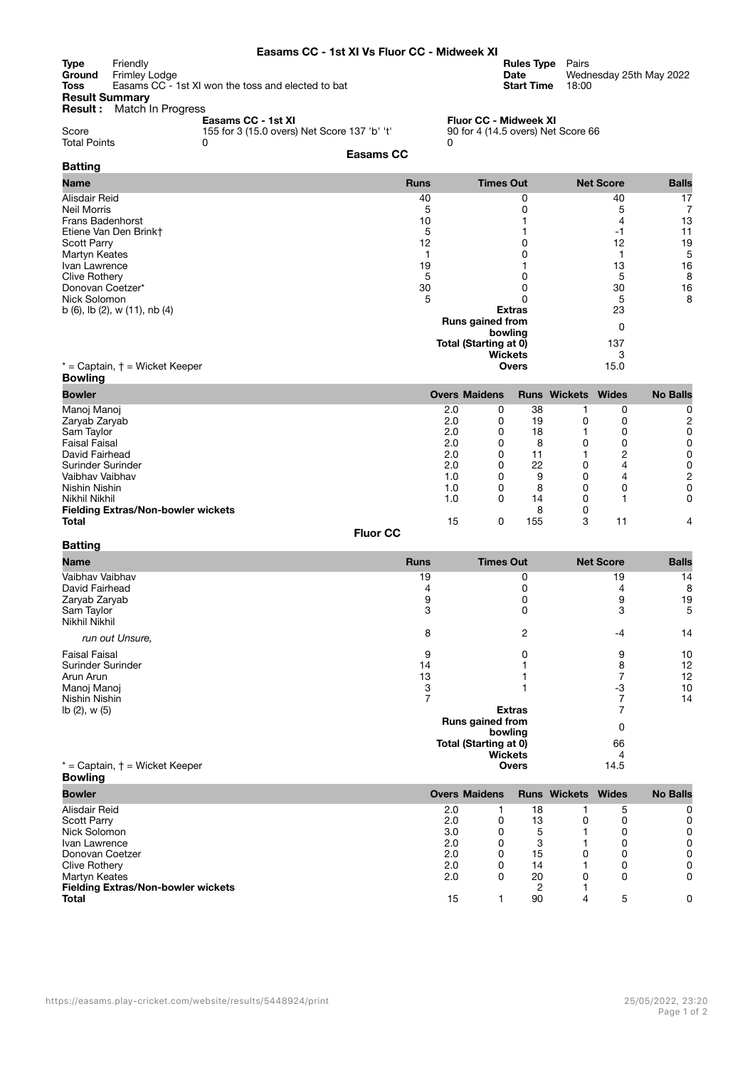# Easams CC - 1st XI Vs Fluor CC - Midweek XI

| | | | |
|---|---|---|---|
| **Type** | Friendly | **Rules Type** | Pairs |
| **Ground** | Frimley Lodge | **Date** | Wednesday 25th May 2022 |
| **Toss** | Easams CC - 1st XI won the toss and elected to bat | **Start Time** | 18:00 |

**Result Summary**

**Result :** Match In Progress

| | Easams CC - 1st XI | Fluor CC - Midweek XI |
|---|---|---|
| Score | 155 for 3 (15.0 overs) Net Score 137 'b' 't' | 90 for 4 (14.5 overs) Net Score 66 |
| Total Points | 0 | 0 |

## Easams CC

### Batting

| Name | Runs | Times Out | Net Score | Balls |
|---|---|---|---|---|
| Alisdair Reid | 40 | 0 | 40 | 17 |
| Neil Morris | 5 | 0 | 5 | 7 |
| Frans Badenhorst | 10 | 1 | 4 | 13 |
| Etiene Van Den Brink† | 5 | 1 | -1 | 11 |
| Scott Parry | 12 | 0 | 12 | 19 |
| Martyn Keates | 1 | 0 | 1 | 5 |
| Ivan Lawrence | 19 | 1 | 13 | 16 |
| Clive Rothery | 5 | 0 | 5 | 8 |
| Donovan Coetzer* | 30 | 0 | 30 | 16 |
| Nick Solomon | 5 | 0 | 5 | 8 |
| b (6), lb (2), w (11), nb (4) | | **Extras** | 23 | |
| | | **Runs gained from bowling** | 0 | |
| | | **Total (Starting at 0)** | 137 | |
| | | **Wickets** | 3 | |
| | | **Overs** | 15.0 | |

* = Captain, † = Wicket Keeper

### Bowling

| Bowler | Overs | Maidens | Runs | Wickets | Wides | No Balls |
|---|---|---|---|---|---|---|
| Manoj Manoj | 2.0 | 0 | 38 | 1 | 0 | 0 |
| Zaryab Zaryab | 2.0 | 0 | 19 | 0 | 0 | 2 |
| Sam Taylor | 2.0 | 0 | 18 | 1 | 0 | 0 |
| Faisal Faisal | 2.0 | 0 | 8 | 0 | 0 | 0 |
| David Fairhead | 2.0 | 0 | 11 | 1 | 2 | 0 |
| Surinder Surinder | 2.0 | 0 | 22 | 0 | 4 | 0 |
| Vaibhav Vaibhav | 1.0 | 0 | 9 | 0 | 4 | 2 |
| Nishin Nishin | 1.0 | 0 | 8 | 0 | 0 | 0 |
| Nikhil Nikhil | 1.0 | 0 | 14 | 0 | 1 | 0 |
| **Fielding Extras/Non-bowler wickets** | | | 8 | 0 | | |
| **Total** | 15 | 0 | 155 | 3 | 11 | 4 |

## Fluor CC

### Batting

| Name | Runs | Times Out | Net Score | Balls |
|---|---|---|---|---|
| Vaibhav Vaibhav | 19 | 0 | 19 | 14 |
| David Fairhead | 4 | 0 | 4 | 8 |
| Zaryab Zaryab | 9 | 0 | 9 | 19 |
| Sam Taylor | 3 | 0 | 3 | 5 |
| Nikhil Nikhil<br>*run out Unsure,* | 8 | 2 | -4 | 14 |
| Faisal Faisal | 9 | 0 | 9 | 10 |
| Surinder Surinder | 14 | 1 | 8 | 12 |
| Arun Arun | 13 | 1 | 7 | 12 |
| Manoj Manoj | 3 | 1 | -3 | 10 |
| Nishin Nishin | 7 | | 7 | 14 |
| lb (2), w (5) | | **Extras** | 7 | |
| | | **Runs gained from bowling** | 0 | |
| | | **Total (Starting at 0)** | 66 | |
| | | **Wickets** | 4 | |
| | | **Overs** | 14.5 | |

* = Captain, † = Wicket Keeper

### Bowling

| Bowler | Overs | Maidens | Runs | Wickets | Wides | No Balls |
|---|---|---|---|---|---|---|
| Alisdair Reid | 2.0 | 1 | 18 | 1 | 5 | 0 |
| Scott Parry | 2.0 | 0 | 13 | 0 | 0 | 0 |
| Nick Solomon | 3.0 | 0 | 5 | 1 | 0 | 0 |
| Ivan Lawrence | 2.0 | 0 | 3 | 1 | 0 | 0 |
| Donovan Coetzer | 2.0 | 0 | 15 | 0 | 0 | 0 |
| Clive Rothery | 2.0 | 0 | 14 | 1 | 0 | 0 |
| Martyn Keates | 2.0 | 0 | 20 | 0 | 0 | 0 |
| **Fielding Extras/Non-bowler wickets** | | | 2 | 1 | | |
| **Total** | 15 | 1 | 90 | 4 | 5 | 0 |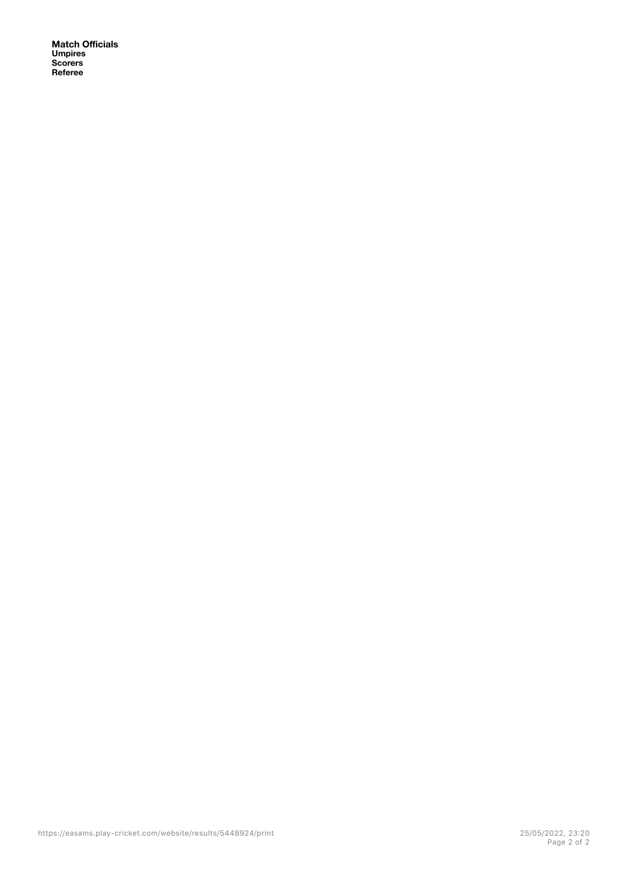**Match Officials**
**Umpires**
**Scorers**
**Referee**